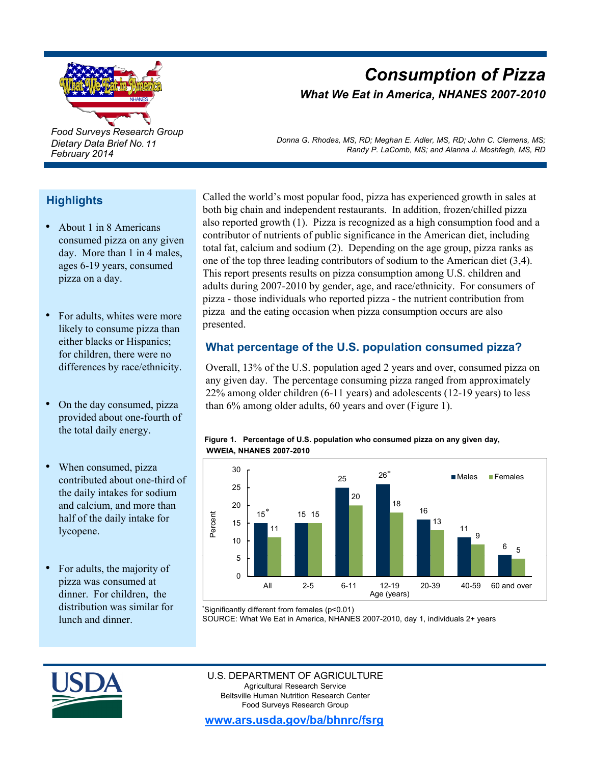# Consumption of Pizza

***What We Eat in America, NHANES 2007-2010***

*Food Surveys Research Group*
*Dietary Data Brief No. 11*
*February 2014*

*Donna G. Rhodes, MS, RD; Meghan E. Adler, MS, RD; John C. Clemens, MS; Randy P. LaComb, MS; and Alanna J. Moshfegh, MS, RD*

## Highlights

- About 1 in 8 Americans consumed pizza on any given day. More than 1 in 4 males, ages 6-19 years, consumed pizza on a day.
- For adults, whites were more likely to consume pizza than either blacks or Hispanics; for children, there were no differences by race/ethnicity.
- On the day consumed, pizza provided about one-fourth of the total daily energy.
- When consumed, pizza contributed about one-third of the daily intakes for sodium and calcium, and more than half of the daily intake for lycopene.
- For adults, the majority of pizza was consumed at dinner. For children, the distribution was similar for lunch and dinner.

Called the world's most popular food, pizza has experienced growth in sales at both big chain and independent restaurants. In addition, frozen/chilled pizza also reported growth (1). Pizza is recognized as a high consumption food and a contributor of nutrients of public significance in the American diet, including total fat, calcium and sodium (2). Depending on the age group, pizza ranks as one of the top three leading contributors of sodium to the American diet (3,4). This report presents results on pizza consumption among U.S. children and adults during 2007-2010 by gender, age, and race/ethnicity. For consumers of pizza - those individuals who reported pizza - the nutrient contribution from pizza and the eating occasion when pizza consumption occurs are also presented.

## What percentage of the U.S. population consumed pizza?

Overall, 13% of the U.S. population aged 2 years and over, consumed pizza on any given day. The percentage consuming pizza ranged from approximately 22% among older children (6-11 years) and adolescents (12-19 years) to less than 6% among older adults, 60 years and over (Figure 1).

**Figure 1. Percentage of U.S. population who consumed pizza on any given day, WWEIA, NHANES 2007-2010**

| Age (years) | Males (%) | Females (%) |
|---|---|---|
| All | 15* | 11 |
| 2-5 | 15 | 15 |
| 6-11 | 25 | 20 |
| 12-19 | 26* | 18 |
| 20-39 | 16 | 13 |
| 40-59 | 11 | 9 |
| 60 and over | 6 | 5 |

*Significantly different from females (p<0.01)
SOURCE: What We Eat in America, NHANES 2007-2010, day 1, individuals 2+ years

U.S. DEPARTMENT OF AGRICULTURE
Agricultural Research Service
Beltsville Human Nutrition Research Center
Food Surveys Research Group

www.ars.usda.gov/ba/bhnrc/fsrg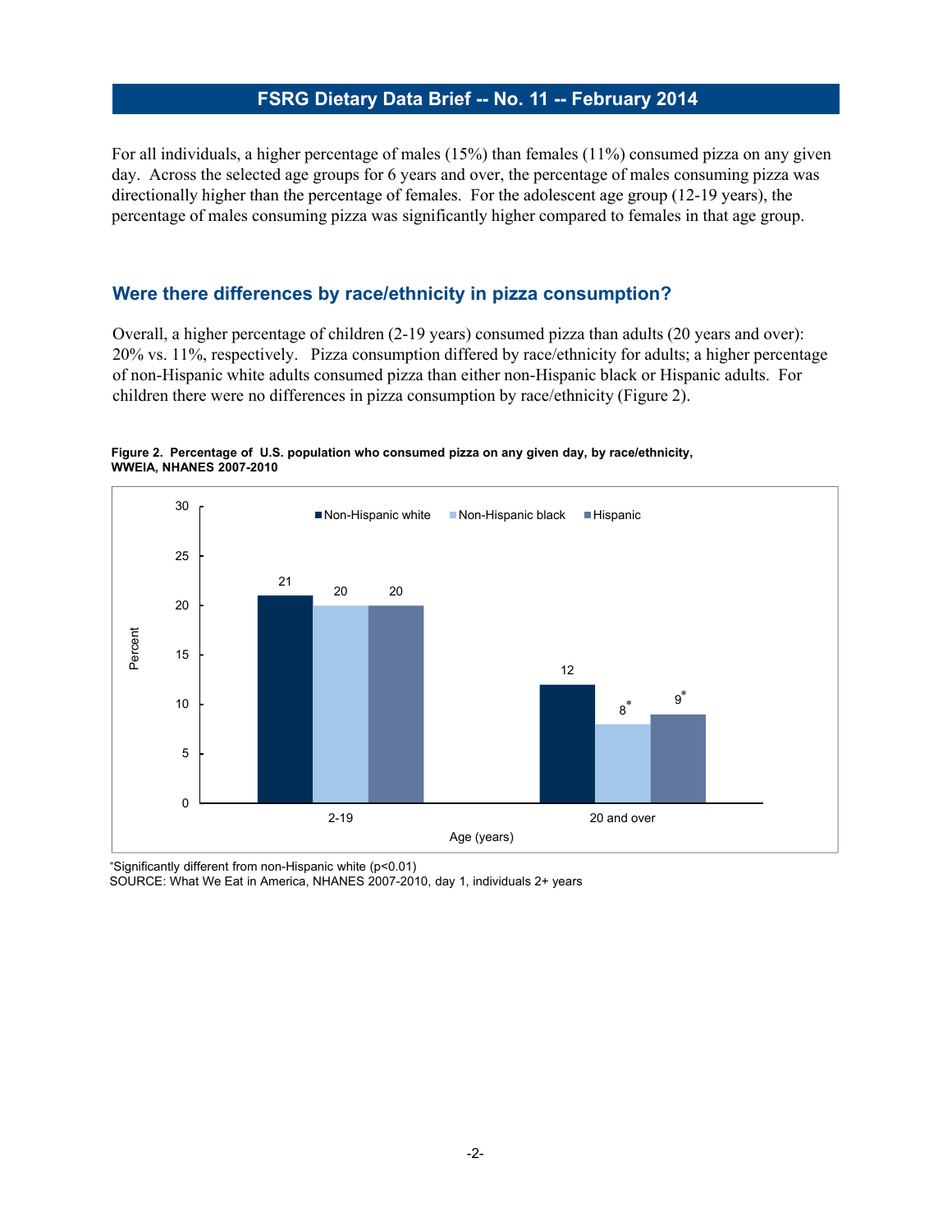For all individuals, a higher percentage of males (15%) than females (11%) consumed pizza on any given day. Across the selected age groups for 6 years and over, the percentage of males consuming pizza was directionally higher than the percentage of females. For the adolescent age group (12-19 years), the percentage of males consuming pizza was significantly higher compared to females in that age group.

## Were there differences by race/ethnicity in pizza consumption?

Overall, a higher percentage of children (2-19 years) consumed pizza than adults (20 years and over): 20% vs. 11%, respectively. Pizza consumption differed by race/ethnicity for adults; a higher percentage of non-Hispanic white adults consumed pizza than either non-Hispanic black or Hispanic adults. For children there were no differences in pizza consumption by race/ethnicity (Figure 2).

**Figure 2. Percentage of U.S. population who consumed pizza on any given day, by race/ethnicity, WWEIA, NHANES 2007-2010**

| Age (years) | Non-Hispanic white | Non-Hispanic black | Hispanic |
| --- | --- | --- | --- |
| 2-19 | 21 | 20 | 20 |
| 20 and over | 12 | 8* | 9* |

*Significantly different from non-Hispanic white ($p<0.01$)

SOURCE: What We Eat in America, NHANES 2007-2010, day 1, individuals 2+ years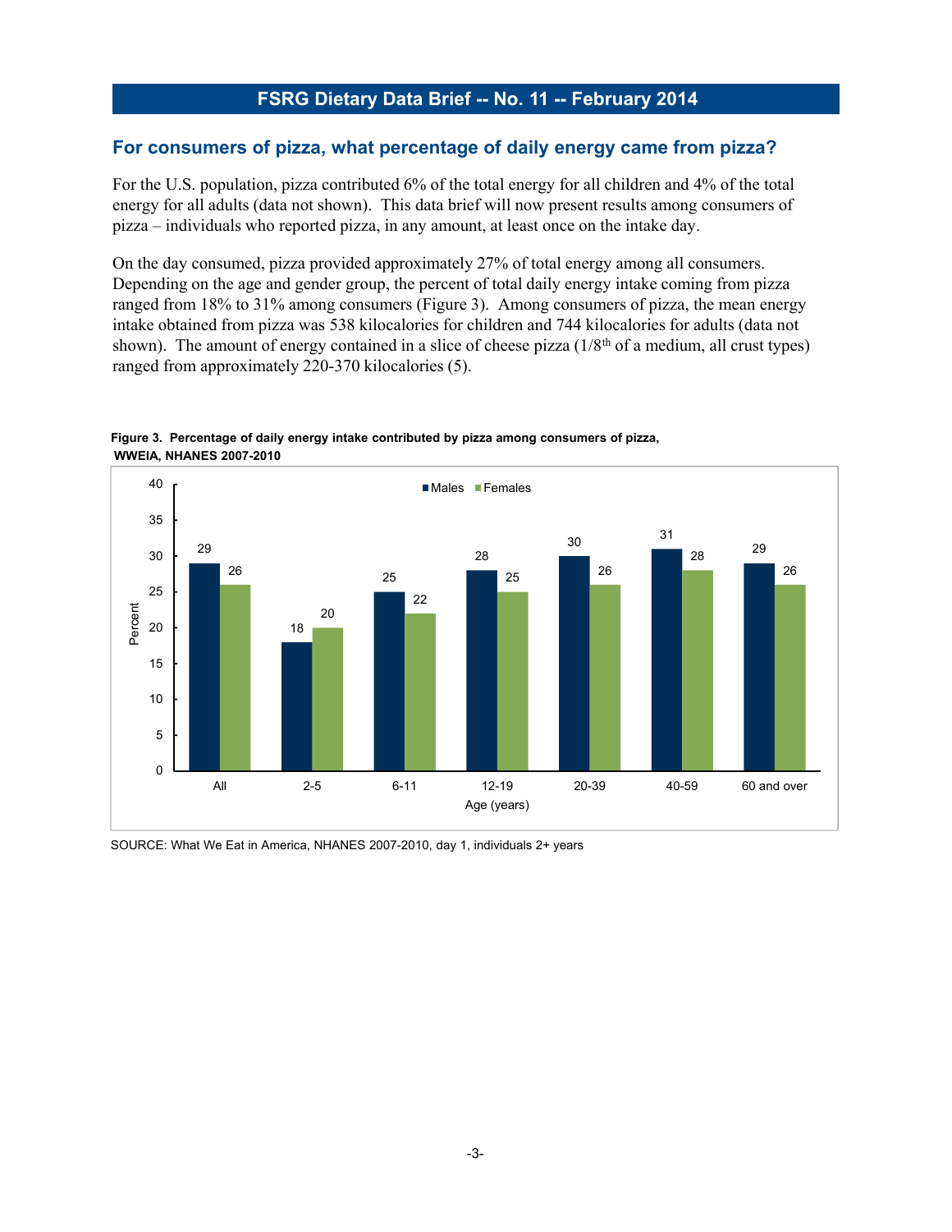## FSRG Dietary Data Brief -- No. 11 -- February 2014

### For consumers of pizza, what percentage of daily energy came from pizza?

For the U.S. population, pizza contributed 6% of the total energy for all children and 4% of the total energy for all adults (data not shown). This data brief will now present results among consumers of pizza – individuals who reported pizza, in any amount, at least once on the intake day.

On the day consumed, pizza provided approximately 27% of total energy among all consumers. Depending on the age and gender group, the percent of total daily energy intake coming from pizza ranged from 18% to 31% among consumers (Figure 3). Among consumers of pizza, the mean energy intake obtained from pizza was 538 kilocalories for children and 744 kilocalories for adults (data not shown). The amount of energy contained in a slice of cheese pizza (1/8th of a medium, all crust types) ranged from approximately 220-370 kilocalories (5).

**Figure 3. Percentage of daily energy intake contributed by pizza among consumers of pizza, WWEIA, NHANES 2007-2010**

| Age (years) | Males | Females |
|---|---|---|
| All | 29 | 26 |
| 2-5 | 18 | 20 |
| 6-11 | 25 | 22 |
| 12-19 | 28 | 25 |
| 20-39 | 30 | 26 |
| 40-59 | 31 | 28 |
| 60 and over | 29 | 26 |

SOURCE: What We Eat in America, NHANES 2007-2010, day 1, individuals 2+ years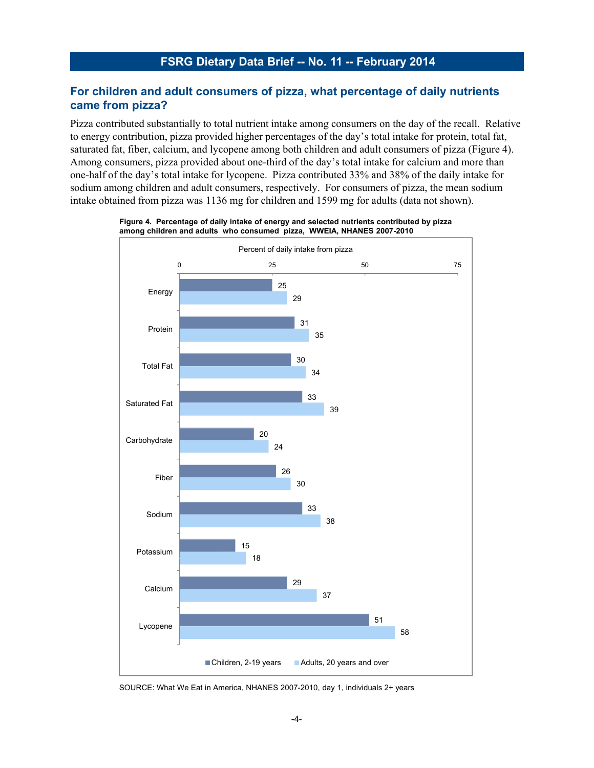## For children and adult consumers of pizza, what percentage of daily nutrients came from pizza?

Pizza contributed substantially to total nutrient intake among consumers on the day of the recall. Relative to energy contribution, pizza provided higher percentages of the day's total intake for protein, total fat, saturated fat, fiber, calcium, and lycopene among both children and adult consumers of pizza (Figure 4). Among consumers, pizza provided about one-third of the day's total intake for calcium and more than one-half of the day's total intake for lycopene. Pizza contributed 33% and 38% of the daily intake for sodium among children and adult consumers, respectively. For consumers of pizza, the mean sodium intake obtained from pizza was 1136 mg for children and 1599 mg for adults (data not shown).

**Figure 4. Percentage of daily intake of energy and selected nutrients contributed by pizza among children and adults who consumed pizza, WWEIA, NHANES 2007-2010**

Percent of daily intake from pizza

| Nutrient | Children, 2-19 years | Adults, 20 years and over |
|---|---|---|
| Energy | 25 | 29 |
| Protein | 31 | 35 |
| Total Fat | 30 | 34 |
| Saturated Fat | 33 | 39 |
| Carbohydrate | 20 | 24 |
| Fiber | 26 | 30 |
| Sodium | 33 | 38 |
| Potassium | 15 | 18 |
| Calcium | 29 | 37 |
| Lycopene | 51 | 58 |

SOURCE: What We Eat in America, NHANES 2007-2010, day 1, individuals 2+ years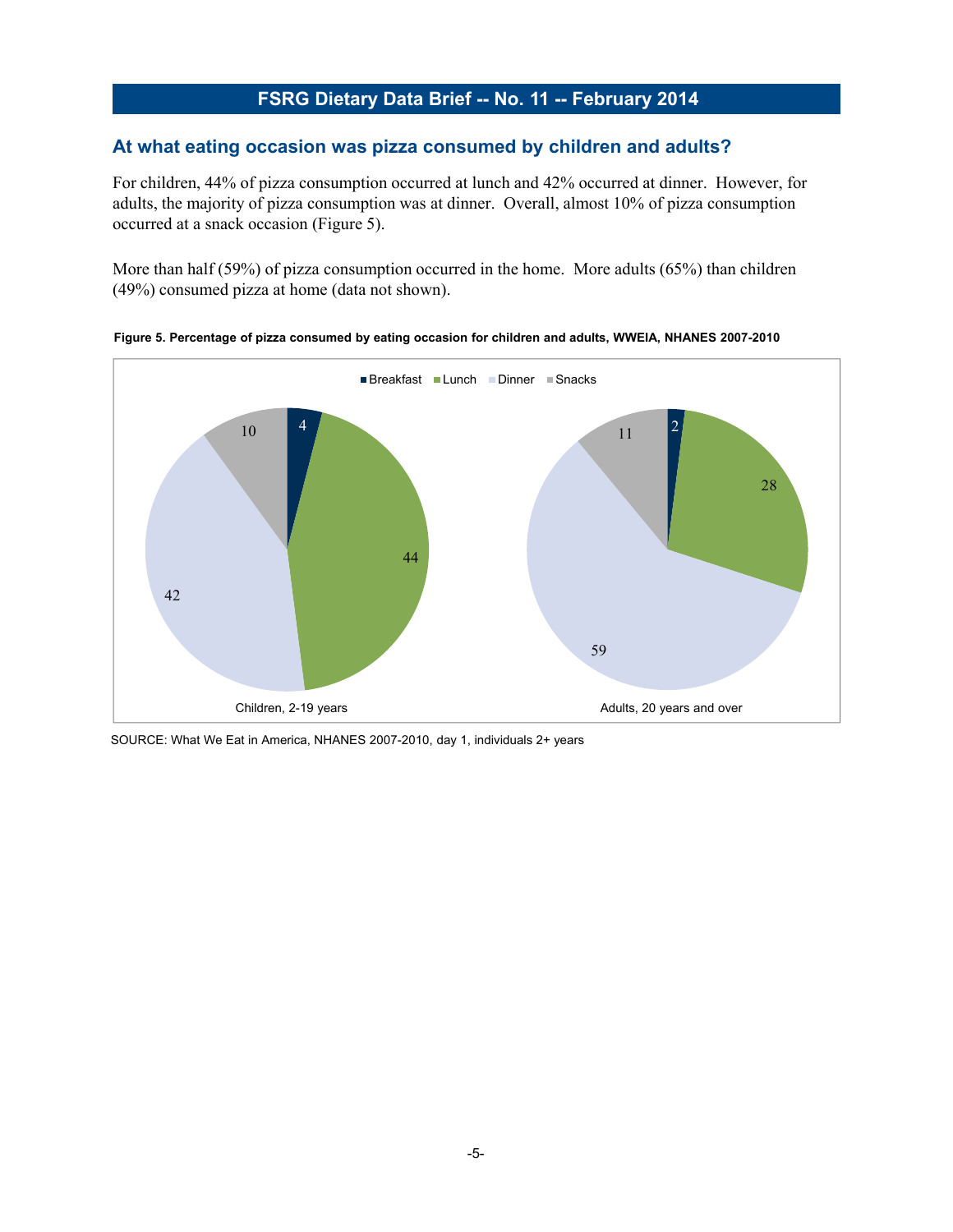## At what eating occasion was pizza consumed by children and adults?

For children, 44% of pizza consumption occurred at lunch and 42% occurred at dinner. However, for adults, the majority of pizza consumption was at dinner. Overall, almost 10% of pizza consumption occurred at a snack occasion (Figure 5).

More than half (59%) of pizza consumption occurred in the home. More adults (65%) than children (49%) consumed pizza at home (data not shown).

**Figure 5. Percentage of pizza consumed by eating occasion for children and adults, WWEIA, NHANES 2007-2010**

| | Breakfast | Lunch | Dinner | Snacks |
|---|---|---|---|---|
| Children, 2-19 years | 4 | 44 | 42 | 10 |
| Adults, 20 years and over | 2 | 28 | 59 | 11 |

SOURCE: What We Eat in America, NHANES 2007-2010, day 1, individuals 2+ years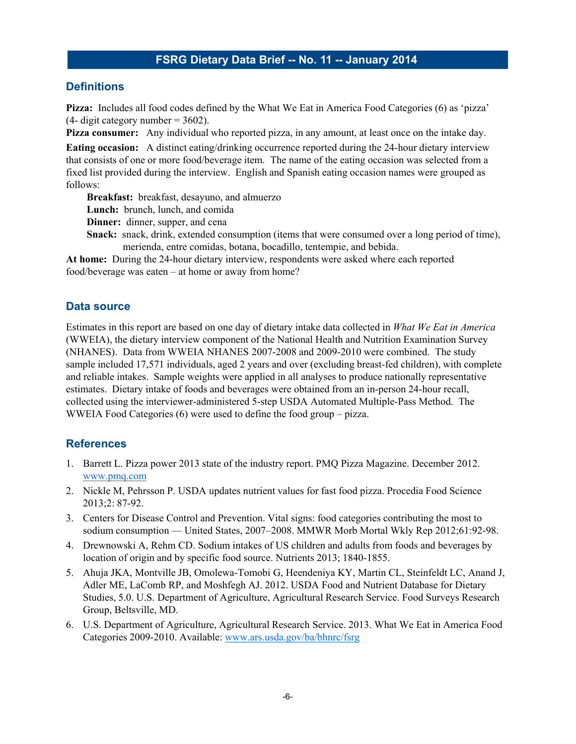## Definitions

**Pizza:** Includes all food codes defined by the What We Eat in America Food Categories (6) as 'pizza' (4- digit category number = 3602).

**Pizza consumer:** Any individual who reported pizza, in any amount, at least once on the intake day.

**Eating occasion:** A distinct eating/drinking occurrence reported during the 24-hour dietary interview that consists of one or more food/beverage item. The name of the eating occasion was selected from a fixed list provided during the interview. English and Spanish eating occasion names were grouped as follows:

- **Breakfast:** breakfast, desayuno, and almuerzo
- **Lunch:** brunch, lunch, and comida
- **Dinner:** dinner, supper, and cena
- **Snack:** snack, drink, extended consumption (items that were consumed over a long period of time), merienda, entre comidas, botana, bocadillo, tentempie, and bebida.

**At home:** During the 24-hour dietary interview, respondents were asked where each reported food/beverage was eaten – at home or away from home?

## Data source

Estimates in this report are based on one day of dietary intake data collected in *What We Eat in America* (WWEIA), the dietary interview component of the National Health and Nutrition Examination Survey (NHANES). Data from WWEIA NHANES 2007-2008 and 2009-2010 were combined. The study sample included 17,571 individuals, aged 2 years and over (excluding breast-fed children), with complete and reliable intakes. Sample weights were applied in all analyses to produce nationally representative estimates. Dietary intake of foods and beverages were obtained from an in-person 24-hour recall, collected using the interviewer-administered 5-step USDA Automated Multiple-Pass Method. The WWEIA Food Categories (6) were used to define the food group – pizza.

## References

1. Barrett L. Pizza power 2013 state of the industry report. PMQ Pizza Magazine. December 2012. www.pmq.com
2. Nickle M, Pehrsson P. USDA updates nutrient values for fast food pizza. Procedia Food Science 2013;2: 87-92.
3. Centers for Disease Control and Prevention. Vital signs: food categories contributing the most to sodium consumption — United States, 2007–2008. MMWR Morb Mortal Wkly Rep 2012;61:92-98.
4. Drewnowski A, Rehm CD. Sodium intakes of US children and adults from foods and beverages by location of origin and by specific food source. Nutrients 2013; 1840-1855.
5. Ahuja JKA, Montville JB, Omolewa-Tomobi G, Heendeniya KY, Martin CL, Steinfeldt LC, Anand J, Adler ME, LaComb RP, and Moshfegh AJ. 2012. USDA Food and Nutrient Database for Dietary Studies, 5.0. U.S. Department of Agriculture, Agricultural Research Service. Food Surveys Research Group, Beltsville, MD.
6. U.S. Department of Agriculture, Agricultural Research Service. 2013. What We Eat in America Food Categories 2009-2010. Available: www.ars.usda.gov/ba/bhnrc/fsrg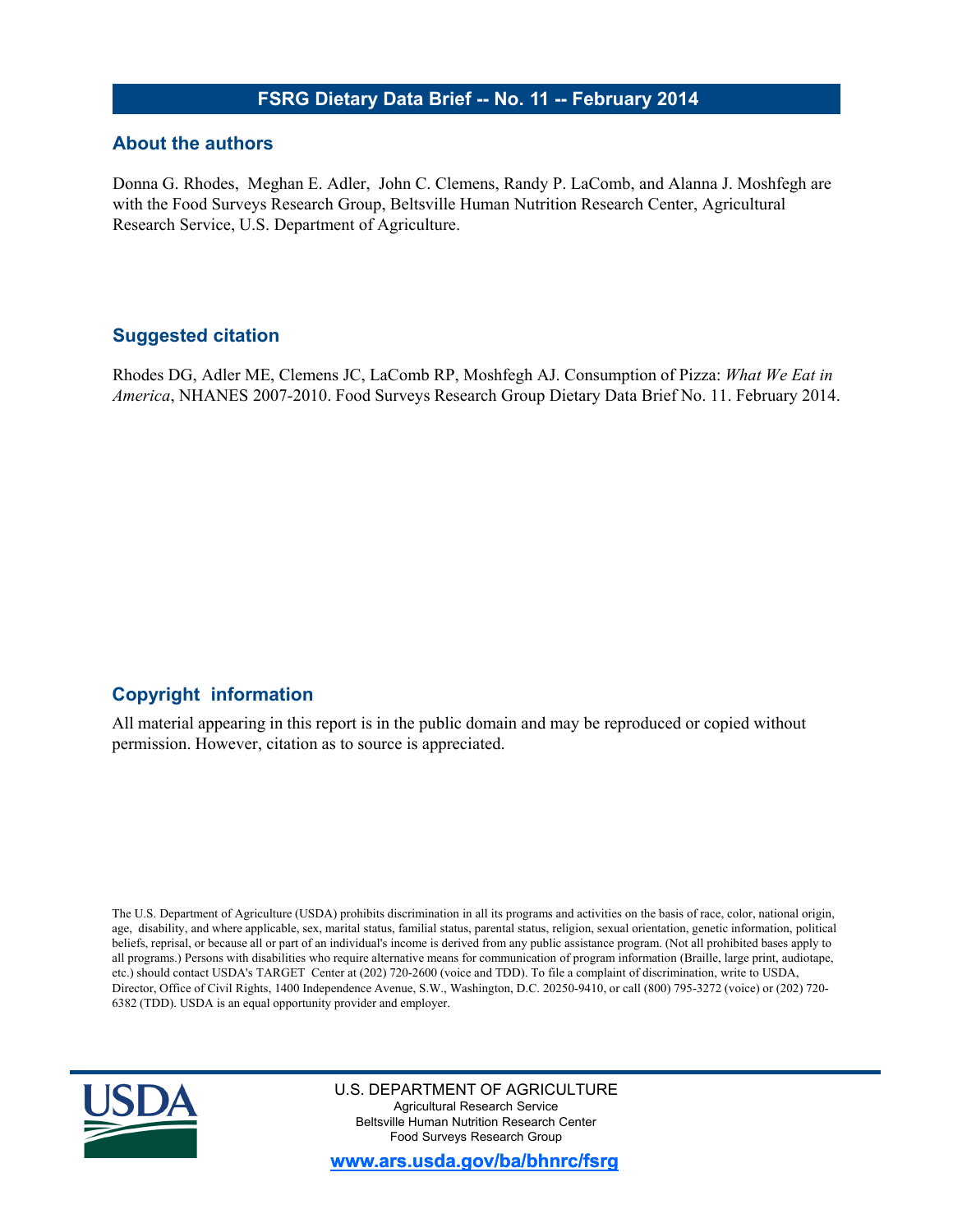**FSRG Dietary Data Brief -- No. 11 -- February 2014**

## About the authors

Donna G. Rhodes, Meghan E. Adler, John C. Clemens, Randy P. LaComb, and Alanna J. Moshfegh are with the Food Surveys Research Group, Beltsville Human Nutrition Research Center, Agricultural Research Service, U.S. Department of Agriculture.

## Suggested citation

Rhodes DG, Adler ME, Clemens JC, LaComb RP, Moshfegh AJ. Consumption of Pizza: *What We Eat in America*, NHANES 2007-2010. Food Surveys Research Group Dietary Data Brief No. 11. February 2014.

## Copyright information

All material appearing in this report is in the public domain and may be reproduced or copied without permission. However, citation as to source is appreciated.

The U.S. Department of Agriculture (USDA) prohibits discrimination in all its programs and activities on the basis of race, color, national origin, age, disability, and where applicable, sex, marital status, familial status, parental status, religion, sexual orientation, genetic information, political beliefs, reprisal, or because all or part of an individual's income is derived from any public assistance program. (Not all prohibited bases apply to all programs.) Persons with disabilities who require alternative means for communication of program information (Braille, large print, audiotape, etc.) should contact USDA's TARGET Center at (202) 720-2600 (voice and TDD). To file a complaint of discrimination, write to USDA, Director, Office of Civil Rights, 1400 Independence Avenue, S.W., Washington, D.C. 20250-9410, or call (800) 795-3272 (voice) or (202) 720-6382 (TDD). USDA is an equal opportunity provider and employer.

USDA

U.S. DEPARTMENT OF AGRICULTURE
Agricultural Research Service
Beltsville Human Nutrition Research Center
Food Surveys Research Group

**www.ars.usda.gov/ba/bhnrc/fsrg**